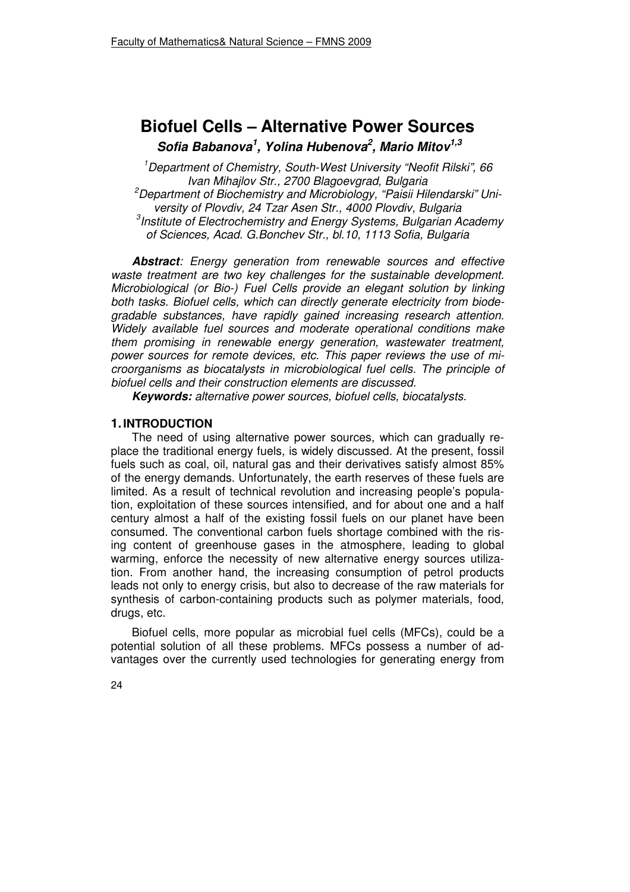# Biofuel Cells – Alternative Power Sources

***Sofia Babanova*[1]*, Yolina Hubenova*[2]*, Mario Mitov*[1,3]**

[1]*Department of Chemistry, South-West University "Neofit Rilski", 66 Ivan Mihajlov Str., 2700 Blagoevgrad, Bulgaria*

[2]*Department of Biochemistry and Microbiology, "Paisii Hilendarski" University of Plovdiv, 24 Tzar Asen Str., 4000 Plovdiv, Bulgaria*

[3]*Institute of Electrochemistry and Energy Systems, Bulgarian Academy of Sciences, Acad. G.Bonchev Str., bl.10, 1113 Sofia, Bulgaria*

***Abstract**: Energy generation from renewable sources and effective waste treatment are two key challenges for the sustainable development. Microbiological (or Bio-) Fuel Cells provide an elegant solution by linking both tasks. Biofuel cells, which can directly generate electricity from biodegradable substances, have rapidly gained increasing research attention. Widely available fuel sources and moderate operational conditions make them promising in renewable energy generation, wastewater treatment, power sources for remote devices, etc. This paper reviews the use of microorganisms as biocatalysts in microbiological fuel cells. The principle of biofuel cells and their construction elements are discussed.*

***Keywords:** alternative power sources, biofuel cells, biocatalysts.*

## 1. INTRODUCTION

The need of using alternative power sources, which can gradually replace the traditional energy fuels, is widely discussed. At the present, fossil fuels such as coal, oil, natural gas and their derivatives satisfy almost 85% of the energy demands. Unfortunately, the earth reserves of these fuels are limited. As a result of technical revolution and increasing people's population, exploitation of these sources intensified, and for about one and a half century almost a half of the existing fossil fuels on our planet have been consumed. The conventional carbon fuels shortage combined with the rising content of greenhouse gases in the atmosphere, leading to global warming, enforce the necessity of new alternative energy sources utilization. From another hand, the increasing consumption of petrol products leads not only to energy crisis, but also to decrease of the raw materials for synthesis of carbon-containing products such as polymer materials, food, drugs, etc.

Biofuel cells, more popular as microbial fuel cells (MFCs), could be a potential solution of all these problems. MFCs possess a number of advantages over the currently used technologies for generating energy from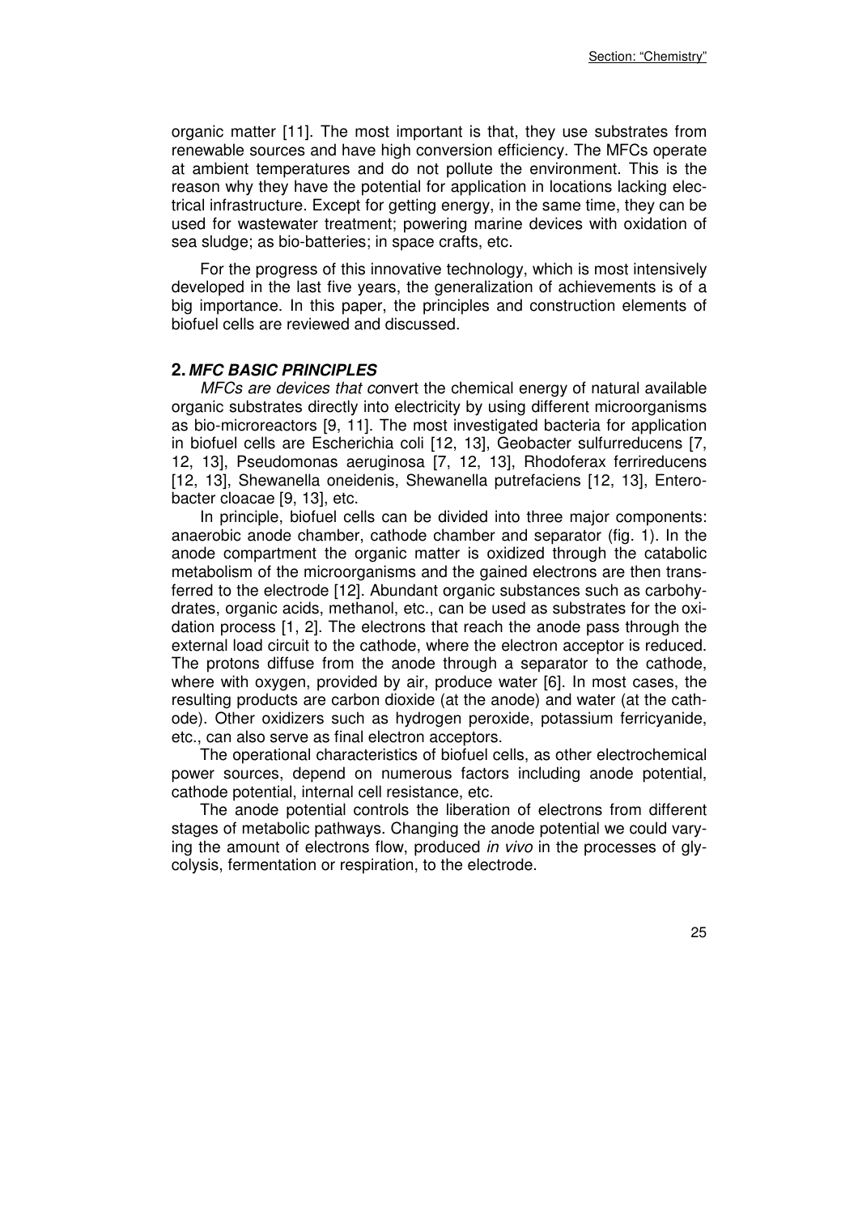organic matter [11]. The most important is that, they use substrates from renewable sources and have high conversion efficiency. The MFCs operate at ambient temperatures and do not pollute the environment. This is the reason why they have the potential for application in locations lacking electrical infrastructure. Except for getting energy, in the same time, they can be used for wastewater treatment; powering marine devices with oxidation of sea sludge; as bio-batteries; in space crafts, etc.

For the progress of this innovative technology, which is most intensively developed in the last five years, the generalization of achievements is of a big importance. In this paper, the principles and construction elements of biofuel cells are reviewed and discussed.

## 2. *MFC BASIC PRINCIPLES*

*MFCs are devices that co*nvert the chemical energy of natural available organic substrates directly into electricity by using different microorganisms as bio-microreactors [9, 11]. The most investigated bacteria for application in biofuel cells are Escherichia coli [12, 13], Geobacter sulfurreducens [7, 12, 13], Pseudomonas aeruginosa [7, 12, 13], Rhodoferax ferrireducens [12, 13], Shewanella oneidenis, Shewanella putrefaciens [12, 13], Enterobacter cloacae [9, 13], etc.

In principle, biofuel cells can be divided into three major components: anaerobic anode chamber, cathode chamber and separator (fig. 1). In the anode compartment the organic matter is oxidized through the catabolic metabolism of the microorganisms and the gained electrons are then transferred to the electrode [12]. Abundant organic substances such as carbohydrates, organic acids, methanol, etc., can be used as substrates for the oxidation process [1, 2]. The electrons that reach the anode pass through the external load circuit to the cathode, where the electron acceptor is reduced. The protons diffuse from the anode through a separator to the cathode, where with oxygen, provided by air, produce water [6]. In most cases, the resulting products are carbon dioxide (at the anode) and water (at the cathode). Other oxidizers such as hydrogen peroxide, potassium ferricyanide, etc., can also serve as final electron acceptors.

The operational characteristics of biofuel cells, as other electrochemical power sources, depend on numerous factors including anode potential, cathode potential, internal cell resistance, etc.

The anode potential controls the liberation of electrons from different stages of metabolic pathways. Changing the anode potential we could varying the amount of electrons flow, produced *in vivo* in the processes of glycolysis, fermentation or respiration, to the electrode.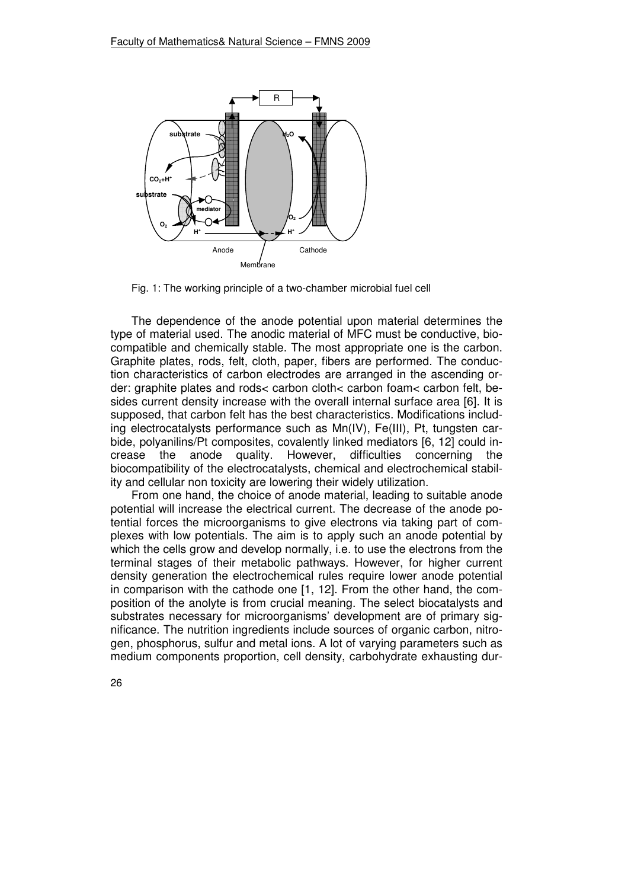Fig. 1: The working principle of a two-chamber microbial fuel cell

The dependence of the anode potential upon material determines the type of material used. The anodic material of MFC must be conductive, biocompatible and chemically stable. The most appropriate one is the carbon. Graphite plates, rods, felt, cloth, paper, fibers are performed. The conduction characteristics of carbon electrodes are arranged in the ascending order: graphite plates and rods< carbon cloth< carbon foam< carbon felt, besides current density increase with the overall internal surface area [6]. It is supposed, that carbon felt has the best characteristics. Modifications including electrocatalysts performance such as Mn(IV), Fe(III), Pt, tungsten carbide, polyanilins/Pt composites, covalently linked mediators [6, 12] could increase the anode quality. However, difficulties concerning the biocompatibility of the electrocatalysts, chemical and electrochemical stability and cellular non toxicity are lowering their widely utilization.

From one hand, the choice of anode material, leading to suitable anode potential will increase the electrical current. The decrease of the anode potential forces the microorganisms to give electrons via taking part of complexes with low potentials. The aim is to apply such an anode potential by which the cells grow and develop normally, i.e. to use the electrons from the terminal stages of their metabolic pathways. However, for higher current density generation the electrochemical rules require lower anode potential in comparison with the cathode one [1, 12]. From the other hand, the composition of the anolyte is from crucial meaning. The select biocatalysts and substrates necessary for microorganisms' development are of primary significance. The nutrition ingredients include sources of organic carbon, nitrogen, phosphorus, sulfur and metal ions. A lot of varying parameters such as medium components proportion, cell density, carbohydrate exhausting dur-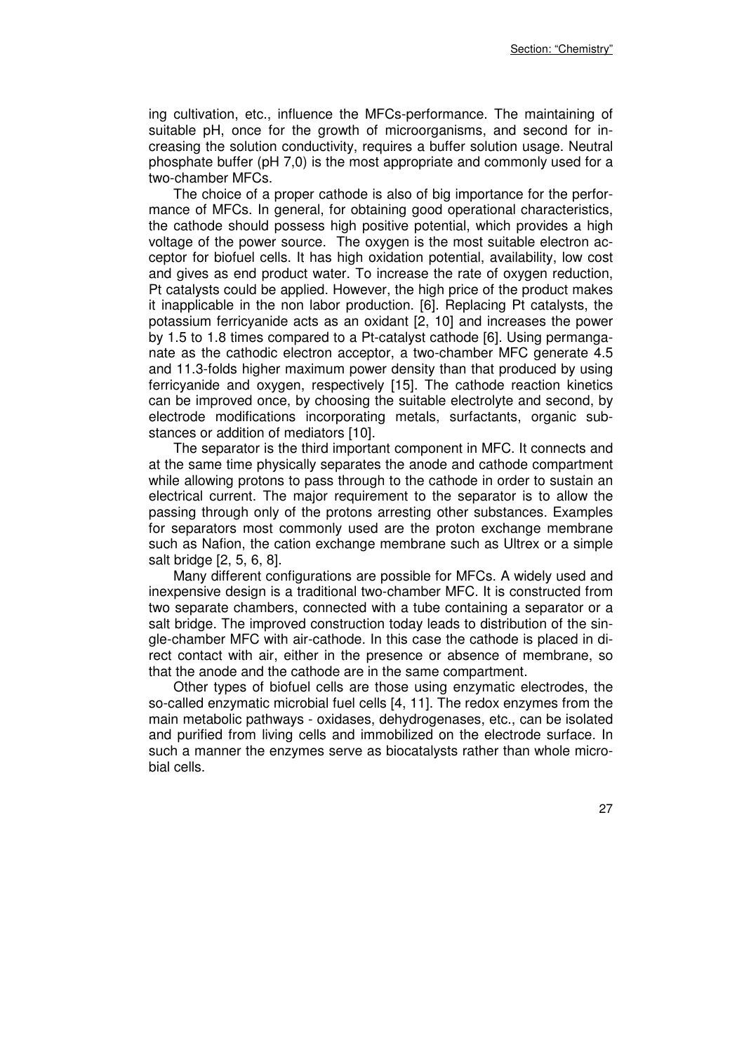ing cultivation, etc., influence the MFCs-performance. The maintaining of suitable pH, once for the growth of microorganisms, and second for increasing the solution conductivity, requires a buffer solution usage. Neutral phosphate buffer (pH 7,0) is the most appropriate and commonly used for a two-chamber MFCs.

The choice of a proper cathode is also of big importance for the performance of MFCs. In general, for obtaining good operational characteristics, the cathode should possess high positive potential, which provides a high voltage of the power source. The oxygen is the most suitable electron acceptor for biofuel cells. It has high oxidation potential, availability, low cost and gives as end product water. To increase the rate of oxygen reduction, Pt catalysts could be applied. However, the high price of the product makes it inapplicable in the non labor production. [6]. Replacing Pt catalysts, the potassium ferricyanide acts as an oxidant [2, 10] and increases the power by 1.5 to 1.8 times compared to a Pt-catalyst cathode [6]. Using permanganate as the cathodic electron acceptor, a two-chamber MFC generate 4.5 and 11.3-folds higher maximum power density than that produced by using ferricyanide and oxygen, respectively [15]. The cathode reaction kinetics can be improved once, by choosing the suitable electrolyte and second, by electrode modifications incorporating metals, surfactants, organic substances or addition of mediators [10].

The separator is the third important component in MFC. It connects and at the same time physically separates the anode and cathode compartment while allowing protons to pass through to the cathode in order to sustain an electrical current. The major requirement to the separator is to allow the passing through only of the protons arresting other substances. Examples for separators most commonly used are the proton exchange membrane such as Nafion, the cation exchange membrane such as Ultrex or a simple salt bridge [2, 5, 6, 8].

Many different configurations are possible for MFCs. A widely used and inexpensive design is a traditional two-chamber MFC. It is constructed from two separate chambers, connected with a tube containing a separator or a salt bridge. The improved construction today leads to distribution of the single-chamber MFC with air-cathode. In this case the cathode is placed in direct contact with air, either in the presence or absence of membrane, so that the anode and the cathode are in the same compartment.

Other types of biofuel cells are those using enzymatic electrodes, the so-called enzymatic microbial fuel cells [4, 11]. The redox enzymes from the main metabolic pathways - oxidases, dehydrogenases, etc., can be isolated and purified from living cells and immobilized on the electrode surface. In such a manner the enzymes serve as biocatalysts rather than whole microbial cells.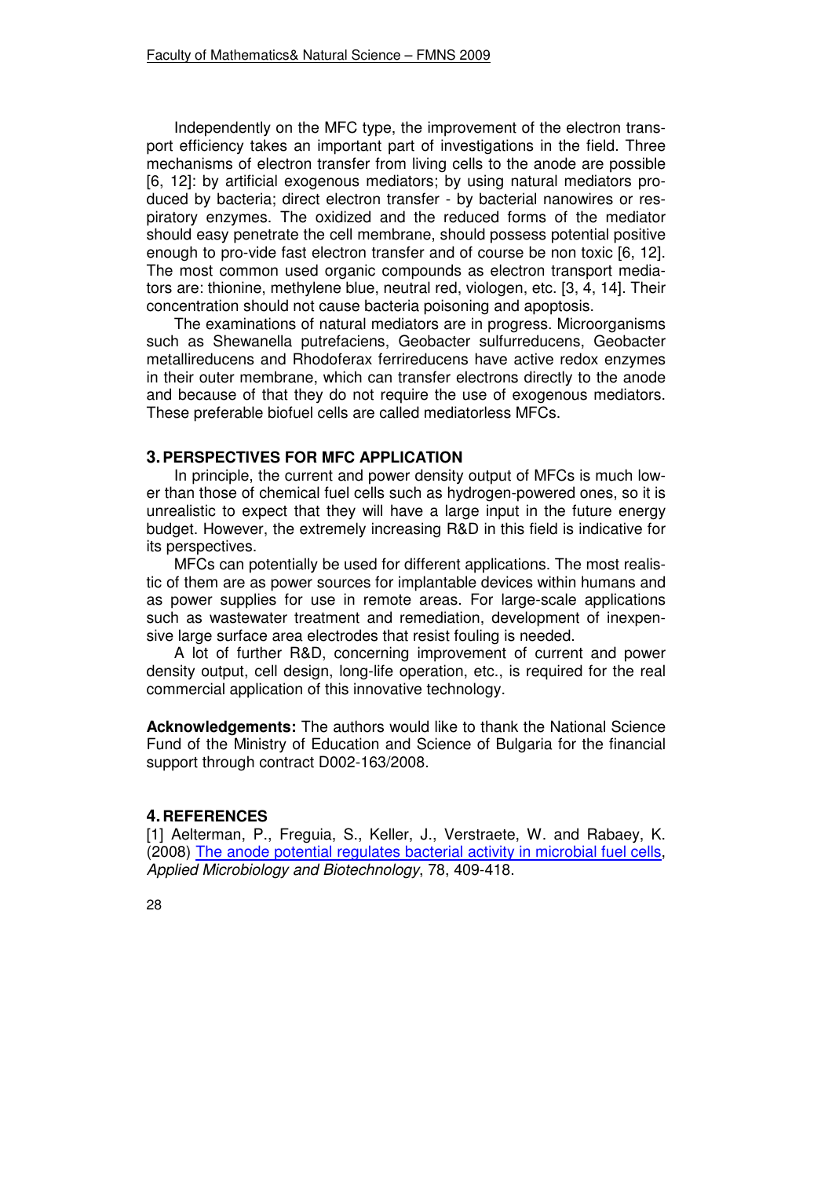Independently on the MFC type, the improvement of the electron transport efficiency takes an important part of investigations in the field. Three mechanisms of electron transfer from living cells to the anode are possible [6, 12]: by artificial exogenous mediators; by using natural mediators produced by bacteria; direct electron transfer - by bacterial nanowires or respiratory enzymes. The oxidized and the reduced forms of the mediator should easy penetrate the cell membrane, should possess potential positive enough to pro-vide fast electron transfer and of course be non toxic [6, 12]. The most common used organic compounds as electron transport mediators are: thionine, methylene blue, neutral red, viologen, etc. [3, 4, 14]. Their concentration should not cause bacteria poisoning and apoptosis.

The examinations of natural mediators are in progress. Microorganisms such as Shewanella putrefaciens, Geobacter sulfurreducens, Geobacter metallireducens and Rhodoferax ferrireducens have active redox enzymes in their outer membrane, which can transfer electrons directly to the anode and because of that they do not require the use of exogenous mediators. These preferable biofuel cells are called mediatorless MFCs.

## 3. PERSPECTIVES FOR MFC APPLICATION

In principle, the current and power density output of MFCs is much lower than those of chemical fuel cells such as hydrogen-powered ones, so it is unrealistic to expect that they will have a large input in the future energy budget. However, the extremely increasing R&D in this field is indicative for its perspectives.

MFCs can potentially be used for different applications. The most realistic of them are as power sources for implantable devices within humans and as power supplies for use in remote areas. For large-scale applications such as wastewater treatment and remediation, development of inexpensive large surface area electrodes that resist fouling is needed.

A lot of further R&D, concerning improvement of current and power density output, cell design, long-life operation, etc., is required for the real commercial application of this innovative technology.

**Acknowledgements:** The authors would like to thank the National Science Fund of the Ministry of Education and Science of Bulgaria for the financial support through contract D002-163/2008.

## 4. REFERENCES

[1] Aelterman, P., Freguia, S., Keller, J., Verstraete, W. and Rabaey, K. (2008) The anode potential regulates bacterial activity in microbial fuel cells, *Applied Microbiology and Biotechnology*, 78, 409-418.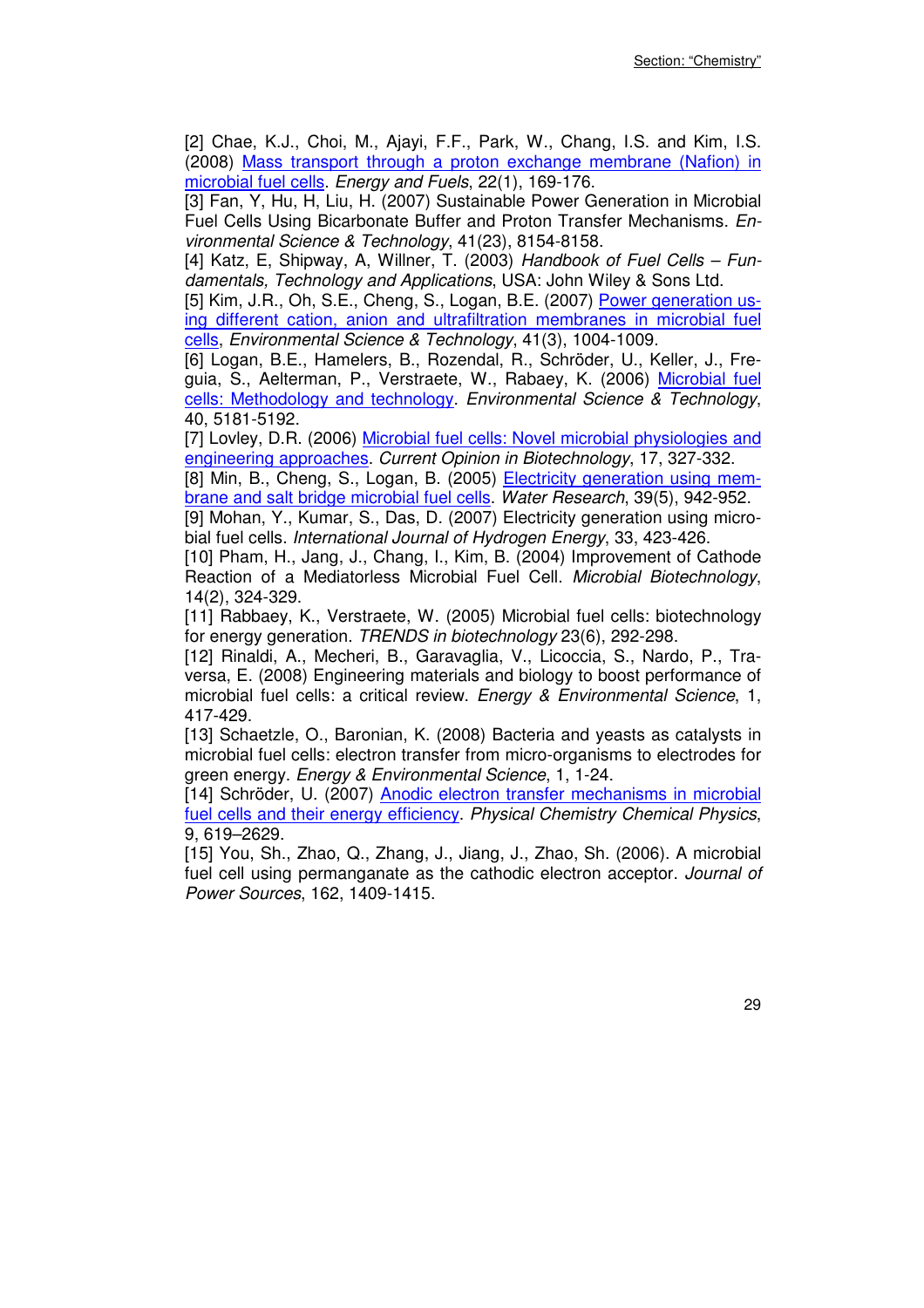[2] Chae, K.J., Choi, M., Ajayi, F.F., Park, W., Chang, I.S. and Kim, I.S. (2008) Mass transport through a proton exchange membrane (Nafion) in microbial fuel cells. *Energy and Fuels*, 22(1), 169-176.

[3] Fan, Y, Hu, H, Liu, H. (2007) Sustainable Power Generation in Microbial Fuel Cells Using Bicarbonate Buffer and Proton Transfer Mechanisms. *Environmental Science & Technology*, 41(23), 8154-8158.

[4] Katz, E, Shipway, A, Willner, T. (2003) *Handbook of Fuel Cells – Fundamentals, Technology and Applications*, USA: John Wiley & Sons Ltd.

[5] Kim, J.R., Oh, S.E., Cheng, S., Logan, B.E. (2007) Power generation using different cation, anion and ultrafiltration membranes in microbial fuel cells, *Environmental Science & Technology*, 41(3), 1004-1009.

[6] Logan, B.E., Hamelers, B., Rozendal, R., Schröder, U., Keller, J., Freguia, S., Aelterman, P., Verstraete, W., Rabaey, K. (2006) Microbial fuel cells: Methodology and technology. *Environmental Science & Technology*, 40, 5181-5192.

[7] Lovley, D.R. (2006) Microbial fuel cells: Novel microbial physiologies and engineering approaches. *Current Opinion in Biotechnology*, 17, 327-332.

[8] Min, B., Cheng, S., Logan, B. (2005) Electricity generation using membrane and salt bridge microbial fuel cells. *Water Research*, 39(5), 942-952.

[9] Mohan, Y., Kumar, S., Das, D. (2007) Electricity generation using microbial fuel cells. *International Journal of Hydrogen Energy*, 33, 423-426.

[10] Pham, H., Jang, J., Chang, I., Kim, B. (2004) Improvement of Cathode Reaction of a Mediatorless Microbial Fuel Cell. *Microbial Biotechnology*, 14(2), 324-329.

[11] Rabbaey, K., Verstraete, W. (2005) Microbial fuel cells: biotechnology for energy generation. *TRENDS in biotechnology* 23(6), 292-298.

[12] Rinaldi, A., Mecheri, B., Garavaglia, V., Licoccia, S., Nardo, P., Traversa, E. (2008) Engineering materials and biology to boost performance of microbial fuel cells: a critical review. *Energy & Environmental Science*, 1, 417-429.

[13] Schaetzle, O., Baronian, K. (2008) Bacteria and yeasts as catalysts in microbial fuel cells: electron transfer from micro-organisms to electrodes for green energy. *Energy & Environmental Science*, 1, 1-24.

[14] Schröder, U. (2007) Anodic electron transfer mechanisms in microbial fuel cells and their energy efficiency. *Physical Chemistry Chemical Physics*, 9, 619–2629.

[15] You, Sh., Zhao, Q., Zhang, J., Jiang, J., Zhao, Sh. (2006). A microbial fuel cell using permanganate as the cathodic electron acceptor. *Journal of Power Sources*, 162, 1409-1415.